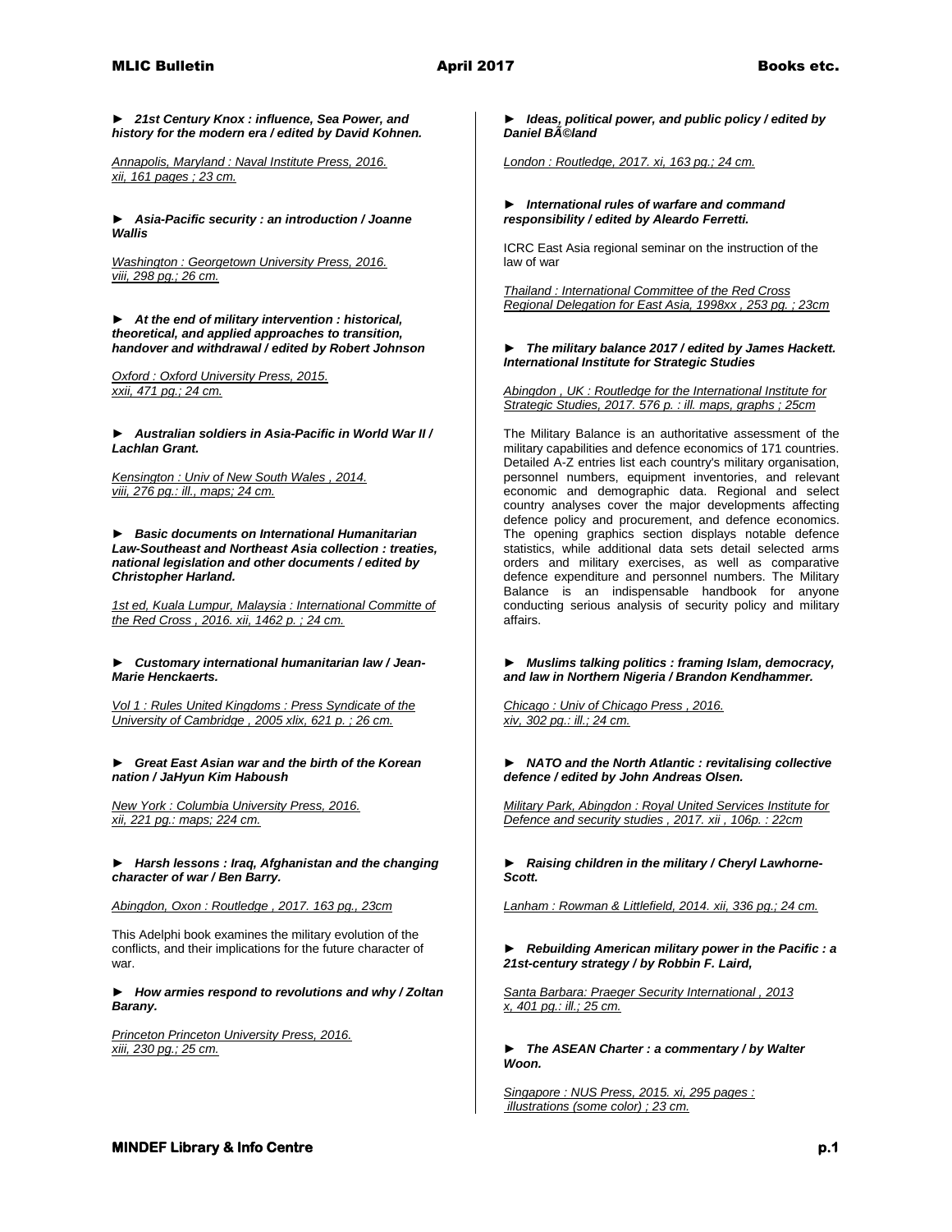► ***21st Century Knox : influence, Sea Power, and history for the modern era / edited by David Kohnen.***

*Annapolis, Maryland : Naval Institute Press, 2016. xii, 161 pages ; 23 cm.*

► ***Asia-Pacific security : an introduction / Joanne Wallis***

*Washington : Georgetown University Press, 2016. viii, 298 pg.; 26 cm.*

► ***At the end of military intervention : historical, theoretical, and applied approaches to transition, handover and withdrawal / edited by Robert Johnson***

*Oxford : Oxford University Press, 2015. xxii, 471 pg.; 24 cm.*

► ***Australian soldiers in Asia-Pacific in World War II / Lachlan Grant.***

*Kensington : Univ of New South Wales , 2014. viii, 276 pg.: ill., maps; 24 cm.*

► ***Basic documents on International Humanitarian Law-Southeast and Northeast Asia collection : treaties, national legislation and other documents / edited by Christopher Harland.***

*1st ed, Kuala Lumpur, Malaysia : International Committe of the Red Cross , 2016. xii, 1462 p. ; 24 cm.*

► ***Customary international humanitarian law / Jean-Marie Henckaerts.***

*Vol 1 : Rules United Kingdoms : Press Syndicate of the University of Cambridge , 2005 xlix, 621 p. ; 26 cm.*

► ***Great East Asian war and the birth of the Korean nation / JaHyun Kim Haboush***

*New York : Columbia University Press, 2016. xii, 221 pg.: maps; 224 cm.*

► ***Harsh lessons : Iraq, Afghanistan and the changing character of war / Ben Barry.***

*Abingdon, Oxon : Routledge , 2017. 163 pg., 23cm*

This Adelphi book examines the military evolution of the conflicts, and their implications for the future character of war.

► ***How armies respond to revolutions and why / Zoltan Barany.***

*Princeton Princeton University Press, 2016. xiii, 230 pg.; 25 cm.*

► ***Ideas, political power, and public policy / edited by Daniel BÃ©land***

*London : Routledge, 2017. xi, 163 pg.; 24 cm.*

► ***International rules of warfare and command responsibility / edited by Aleardo Ferretti.***

ICRC East Asia regional seminar on the instruction of the law of war

*Thailand : International Committee of the Red Cross Regional Delegation for East Asia, 1998xx , 253 pg. ; 23cm*

► ***The military balance 2017 / edited by James Hackett. International Institute for Strategic Studies***

*Abingdon , UK : Routledge for the International Institute for Strategic Studies, 2017. 576 p. : ill. maps, graphs ; 25cm*

The Military Balance is an authoritative assessment of the military capabilities and defence economics of 171 countries. Detailed A-Z entries list each country's military organisation, personnel numbers, equipment inventories, and relevant economic and demographic data. Regional and select country analyses cover the major developments affecting defence policy and procurement, and defence economics. The opening graphics section displays notable defence statistics, while additional data sets detail selected arms orders and military exercises, as well as comparative defence expenditure and personnel numbers. The Military Balance is an indispensable handbook for anyone conducting serious analysis of security policy and military affairs.

► ***Muslims talking politics : framing Islam, democracy, and law in Northern Nigeria / Brandon Kendhammer.***

*Chicago : Univ of Chicago Press , 2016. xiv, 302 pg.: ill.; 24 cm.*

► ***NATO and the North Atlantic : revitalising collective defence / edited by John Andreas Olsen.***

*Military Park, Abingdon : Royal United Services Institute for Defence and security studies , 2017. xii , 106p. : 22cm*

► ***Raising children in the military / Cheryl Lawhorne-Scott.***

*Lanham : Rowman & Littlefield, 2014. xii, 336 pg.; 24 cm.*

► ***Rebuilding American military power in the Pacific : a 21st-century strategy / by Robbin F. Laird,***

*Santa Barbara: Praeger Security International , 2013 x, 401 pg.: ill.; 25 cm.*

► ***The ASEAN Charter : a commentary / by Walter Woon.***

*Singapore : NUS Press, 2015. xi, 295 pages : illustrations (some color) ; 23 cm.*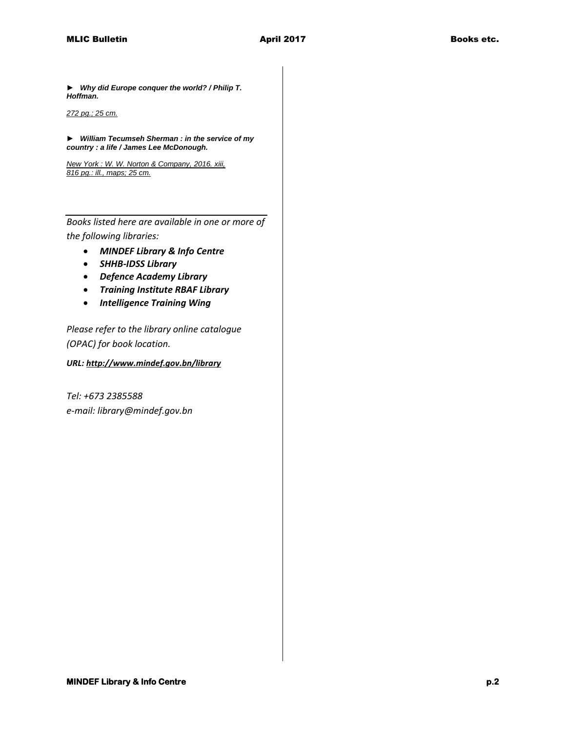► ***Why did Europe conquer the world? / Philip T. Hoffman.***

*272 pg.; 25 cm.*

► ***William Tecumseh Sherman : in the service of my country : a life / James Lee McDonough.***

*New York : W. W. Norton & Company, 2016. xiii, 816 pg.: ill., maps; 25 cm.*

---

*Books listed here are available in one or more of the following libraries:*

- ***MINDEF Library & Info Centre***
- ***SHHB-IDSS Library***
- ***Defence Academy Library***
- ***Training Institute RBAF Library***
- ***Intelligence Training Wing***

*Please refer to the library online catalogue (OPAC) for book location.*

***URL: http://www.mindef.gov.bn/library***

*Tel: +673 2385588*
*e-mail: library@mindef.gov.bn*